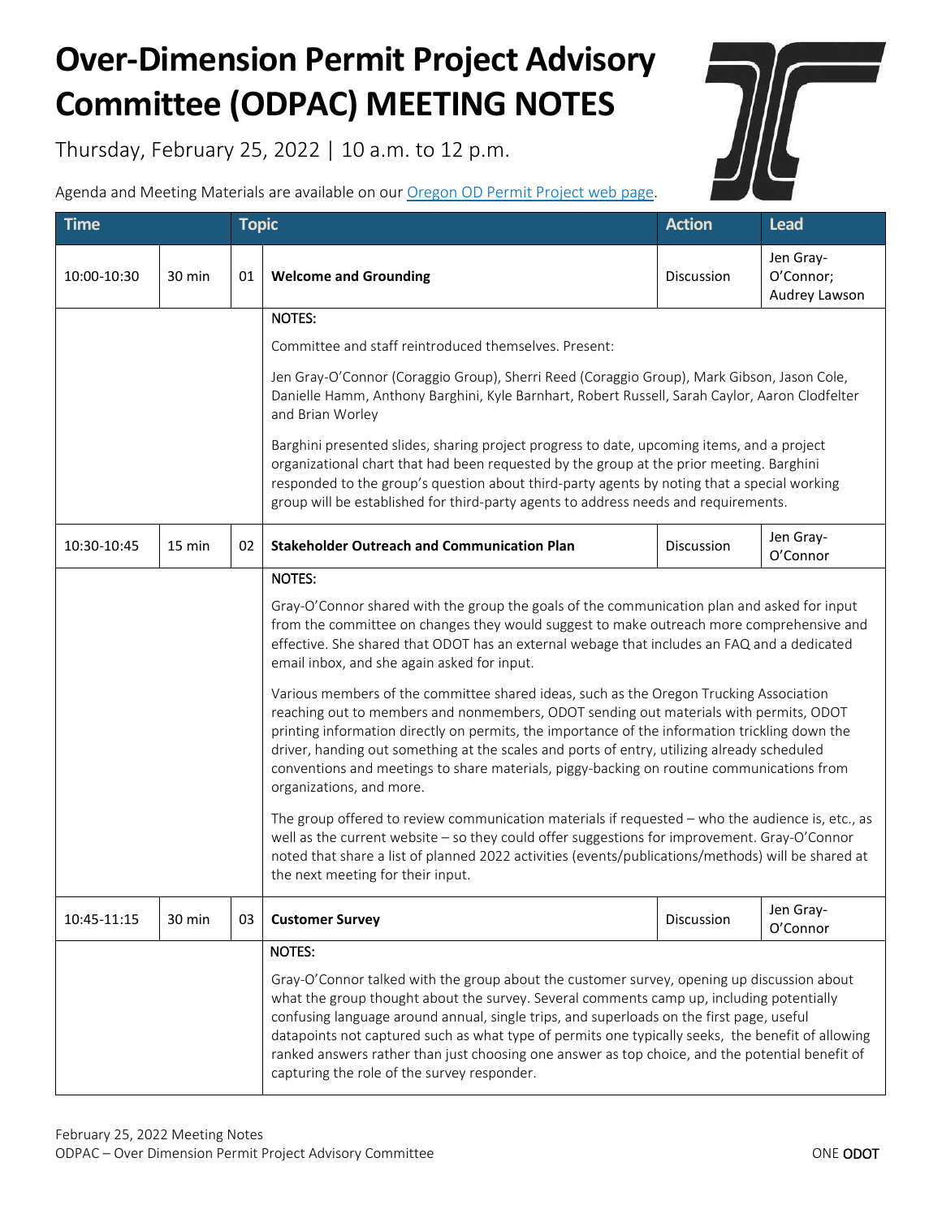# Over-Dimension Permit Project Advisory Committee (ODPAC) MEETING NOTES

Thursday, February 25, 2022 | 10 a.m. to 12 p.m.

Agenda and Meeting Materials are available on our [Oregon OD Permit Project web page](#).

| Time | | Topic | | Action | Lead |
|---|---|---|---|---|---|
| 10:00-10:30 | 30 min | 01 | **Welcome and Grounding** | Discussion | Jen Gray-O'Connor; Audrey Lawson |

NOTES:

Committee and staff reintroduced themselves. Present:

Jen Gray-O'Connor (Coraggio Group), Sherri Reed (Coraggio Group), Mark Gibson, Jason Cole, Danielle Hamm, Anthony Barghini, Kyle Barnhart, Robert Russell, Sarah Caylor, Aaron Clodfelter and Brian Worley

Barghini presented slides, sharing project progress to date, upcoming items, and a project organizational chart that had been requested by the group at the prior meeting. Barghini responded to the group's question about third-party agents by noting that a special working group will be established for third-party agents to address needs and requirements.

| Time | | Topic | | Action | Lead |
|---|---|---|---|---|---|
| 10:30-10:45 | 15 min | 02 | **Stakeholder Outreach and Communication Plan** | Discussion | Jen Gray-O'Connor |

NOTES:

Gray-O'Connor shared with the group the goals of the communication plan and asked for input from the committee on changes they would suggest to make outreach more comprehensive and effective. She shared that ODOT has an external webage that includes an FAQ and a dedicated email inbox, and she again asked for input.

Various members of the committee shared ideas, such as the Oregon Trucking Association reaching out to members and nonmembers, ODOT sending out materials with permits, ODOT printing information directly on permits, the importance of the information trickling down the driver, handing out something at the scales and ports of entry, utilizing already scheduled conventions and meetings to share materials, piggy-backing on routine communications from organizations, and more.

The group offered to review communication materials if requested – who the audience is, etc., as well as the current website – so they could offer suggestions for improvement. Gray-O'Connor noted that share a list of planned 2022 activities (events/publications/methods) will be shared at the next meeting for their input.

| Time | | Topic | | Action | Lead |
|---|---|---|---|---|---|
| 10:45-11:15 | 30 min | 03 | **Customer Survey** | Discussion | Jen Gray-O'Connor |

NOTES:

Gray-O'Connor talked with the group about the customer survey, opening up discussion about what the group thought about the survey. Several comments camp up, including potentially confusing language around annual, single trips, and superloads on the first page, useful datapoints not captured such as what type of permits one typically seeks, the benefit of allowing ranked answers rather than just choosing one answer as top choice, and the potential benefit of capturing the role of the survey responder.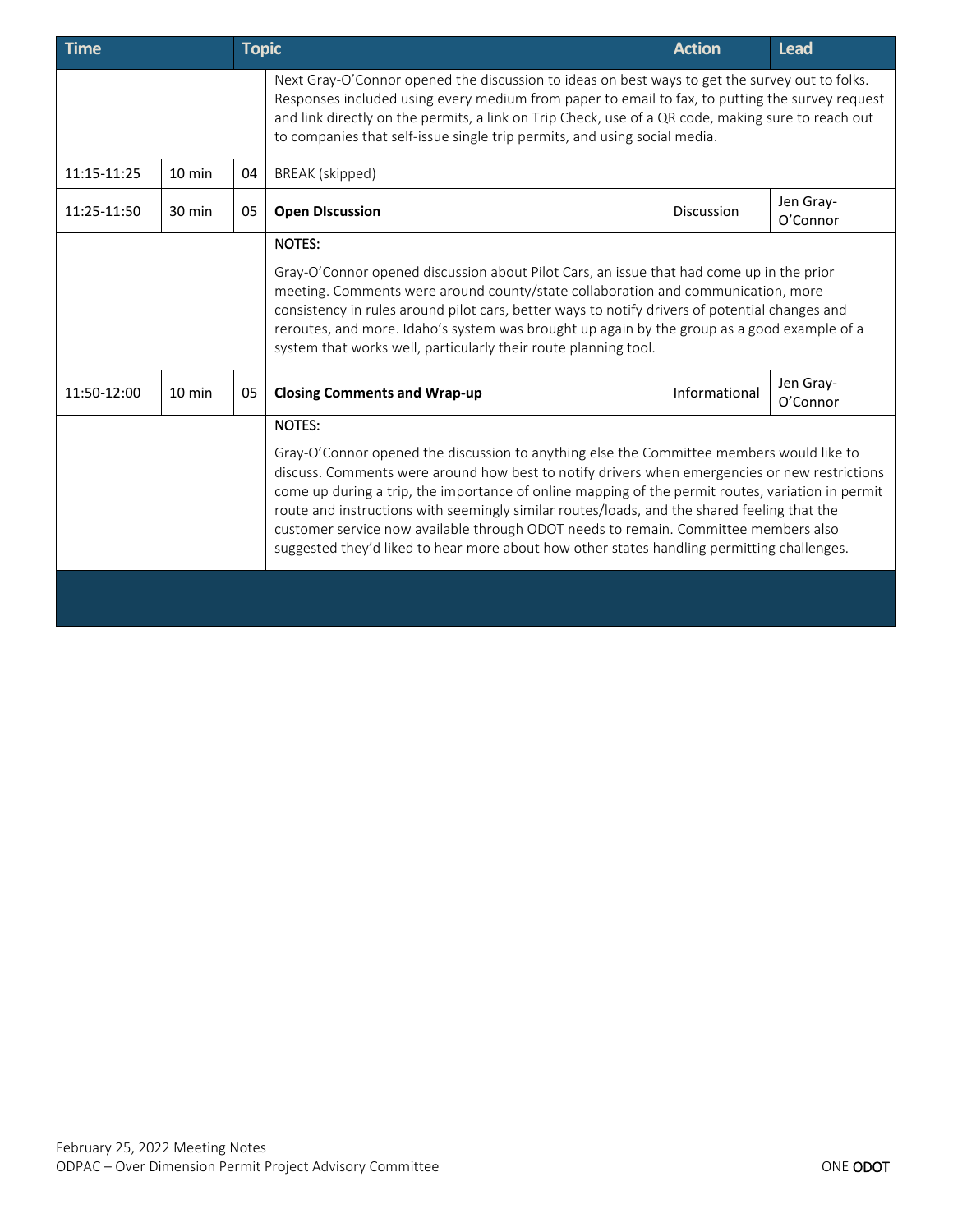| Time | | | Topic | Action | Lead |
|---|---|---|---|---|---|
| | | | Next Gray-O'Connor opened the discussion to ideas on best ways to get the survey out to folks. Responses included using every medium from paper to email to fax, to putting the survey request and link directly on the permits, a link on Trip Check, use of a QR code, making sure to reach out to companies that self-issue single trip permits, and using social media. | | |
| 11:15-11:25 | 10 min | 04 | BREAK (skipped) | | |
| 11:25-11:50 | 30 min | 05 | **Open DIscussion** | Discussion | Jen Gray-O'Connor |
| | | | NOTES:<br><br>Gray-O'Connor opened discussion about Pilot Cars, an issue that had come up in the prior meeting. Comments were around county/state collaboration and communication, more consistency in rules around pilot cars, better ways to notify drivers of potential changes and reroutes, and more. Idaho's system was brought up again by the group as a good example of a system that works well, particularly their route planning tool. | | |
| 11:50-12:00 | 10 min | 05 | **Closing Comments and Wrap-up** | Informational | Jen Gray-O'Connor |
| | | | NOTES:<br><br>Gray-O'Connor opened the discussion to anything else the Committee members would like to discuss. Comments were around how best to notify drivers when emergencies or new restrictions come up during a trip, the importance of online mapping of the permit routes, variation in permit route and instructions with seemingly similar routes/loads, and the shared feeling that the customer service now available through ODOT needs to remain. Committee members also suggested they'd liked to hear more about how other states handling permitting challenges. | | |

February 25, 2022 Meeting Notes
ODPAC – Over Dimension Permit Project Advisory Committee